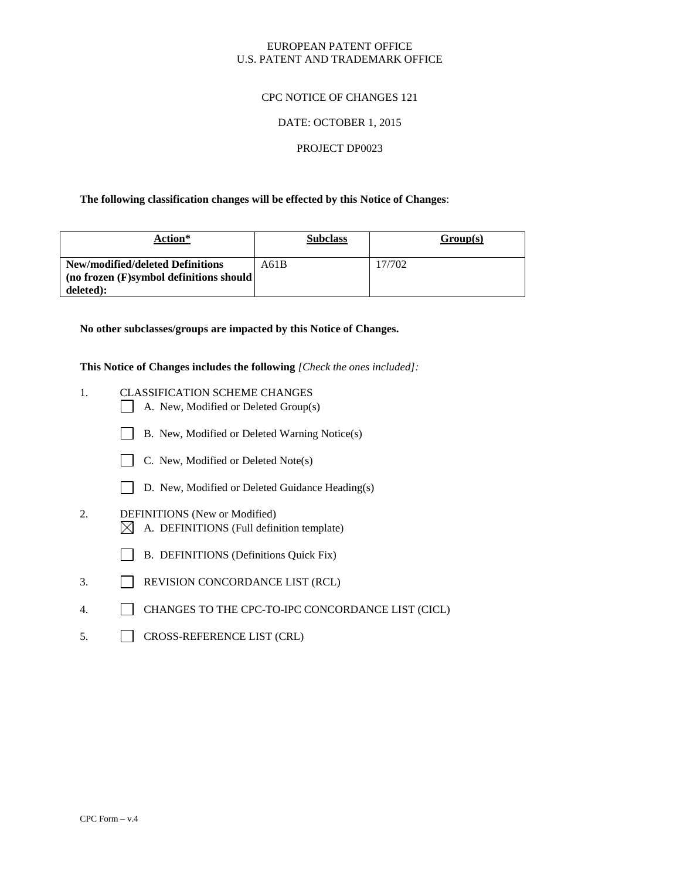EUROPEAN PATENT OFFICE
U.S. PATENT AND TRADEMARK OFFICE

CPC NOTICE OF CHANGES 121

DATE: OCTOBER 1, 2015

PROJECT DP0023

**The following classification changes will be effected by this Notice of Changes**:

| Action* | Subclass | Group(s) |
|---|---|---|
| **New/modified/deleted Definitions (no frozen (F)symbol definitions should deleted):** | A61B | 17/702 |

**No other subclasses/groups are impacted by this Notice of Changes.**

**This Notice of Changes includes the following** *[Check the ones included]:*

1. CLASSIFICATION SCHEME CHANGES
   - ☐ A. New, Modified or Deleted Group(s)
   - ☐ B. New, Modified or Deleted Warning Notice(s)
   - ☐ C. New, Modified or Deleted Note(s)
   - ☐ D. New, Modified or Deleted Guidance Heading(s)
2. DEFINITIONS (New or Modified)
   - ☒ A. DEFINITIONS (Full definition template)
   - ☐ B. DEFINITIONS (Definitions Quick Fix)
3. ☐ REVISION CONCORDANCE LIST (RCL)
4. ☐ CHANGES TO THE CPC-TO-IPC CONCORDANCE LIST (CICL)
5. ☐ CROSS-REFERENCE LIST (CRL)

CPC Form – v.4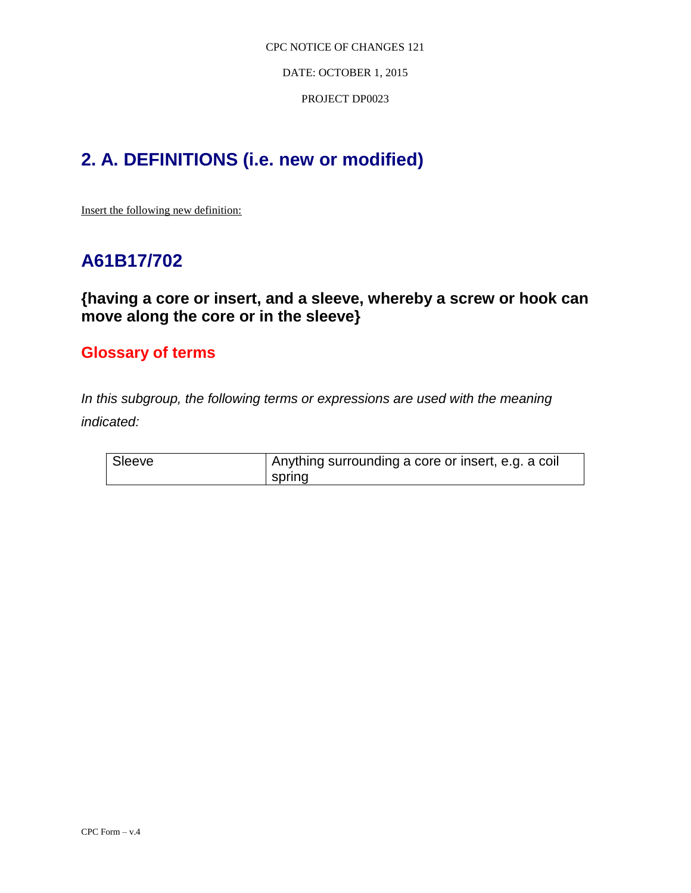## 2. A. DEFINITIONS (i.e. new or modified)

Insert the following new definition:

## A61B17/702

### {having a core or insert, and a sleeve, whereby a screw or hook can move along the core or in the sleeve}

### Glossary of terms

*In this subgroup, the following terms or expressions are used with the meaning indicated:*

| | |
|---|---|
| Sleeve | Anything surrounding a core or insert, e.g. a coil spring |